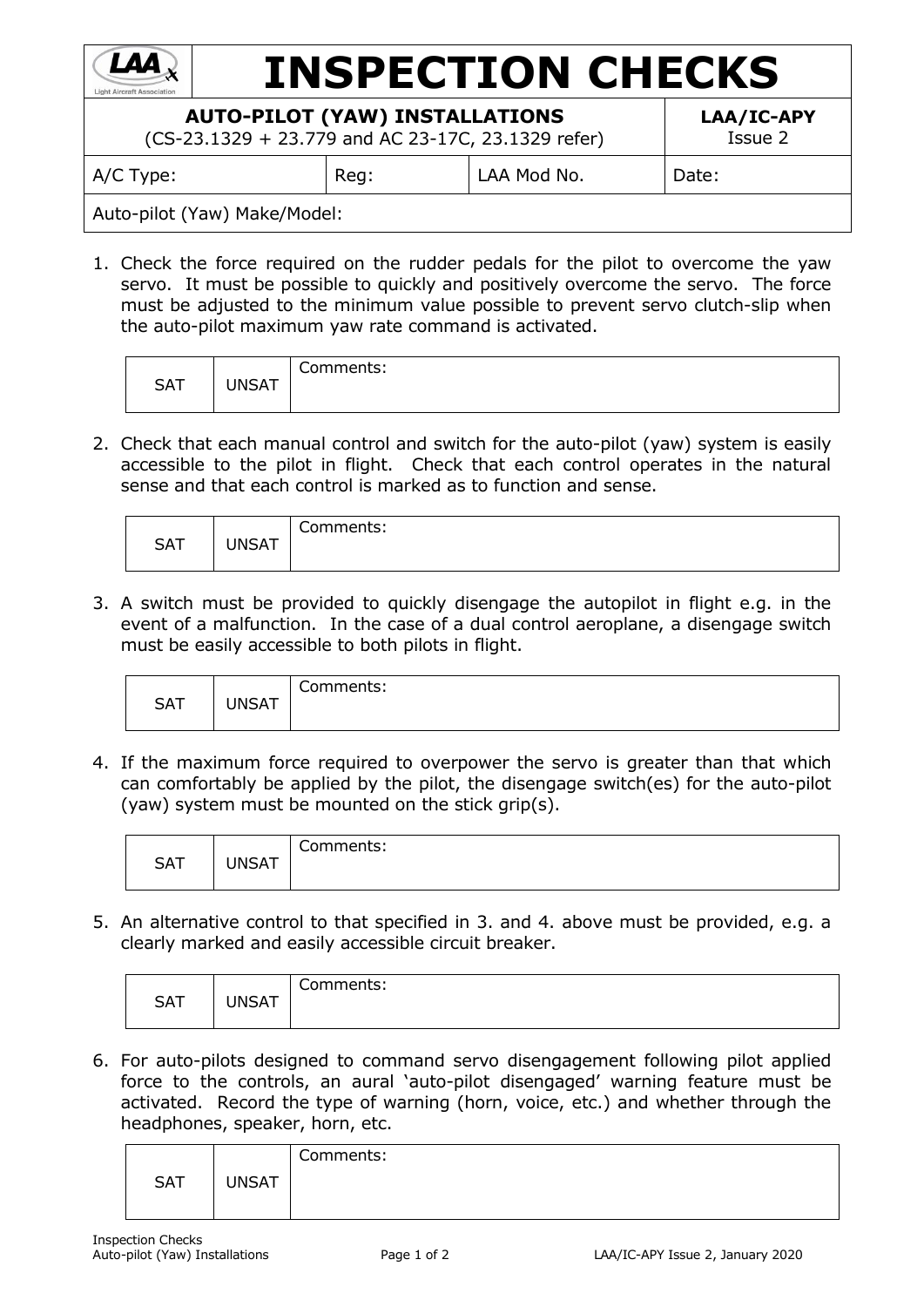# INSPECTION CHECKS

| **AUTO-PILOT (YAW) INSTALLATIONS** (CS-23.1329 + 23.779 and AC 23-17C, 23.1329 refer) | | | **LAA/IC-APY** Issue 2 |
|---|---|---|---|
| A/C Type: | Reg: | LAA Mod No. | Date: |
| Auto-pilot (Yaw) Make/Model: | | | |

1. Check the force required on the rudder pedals for the pilot to overcome the yaw servo. It must be possible to quickly and positively overcome the servo. The force must be adjusted to the minimum value possible to prevent servo clutch-slip when the auto-pilot maximum yaw rate command is activated.

| SAT | UNSAT | Comments: |
|---|---|---|

2. Check that each manual control and switch for the auto-pilot (yaw) system is easily accessible to the pilot in flight. Check that each control operates in the natural sense and that each control is marked as to function and sense.

| SAT | UNSAT | Comments: |
|---|---|---|

3. A switch must be provided to quickly disengage the autopilot in flight e.g. in the event of a malfunction. In the case of a dual control aeroplane, a disengage switch must be easily accessible to both pilots in flight.

| SAT | UNSAT | Comments: |
|---|---|---|

4. If the maximum force required to overpower the servo is greater than that which can comfortably be applied by the pilot, the disengage switch(es) for the auto-pilot (yaw) system must be mounted on the stick grip(s).

| SAT | UNSAT | Comments: |
|---|---|---|

5. An alternative control to that specified in 3. and 4. above must be provided, e.g. a clearly marked and easily accessible circuit breaker.

| SAT | UNSAT | Comments: |
|---|---|---|

6. For auto-pilots designed to command servo disengagement following pilot applied force to the controls, an aural 'auto-pilot disengaged' warning feature must be activated. Record the type of warning (horn, voice, etc.) and whether through the headphones, speaker, horn, etc.

| SAT | UNSAT | Comments: |
|---|---|---|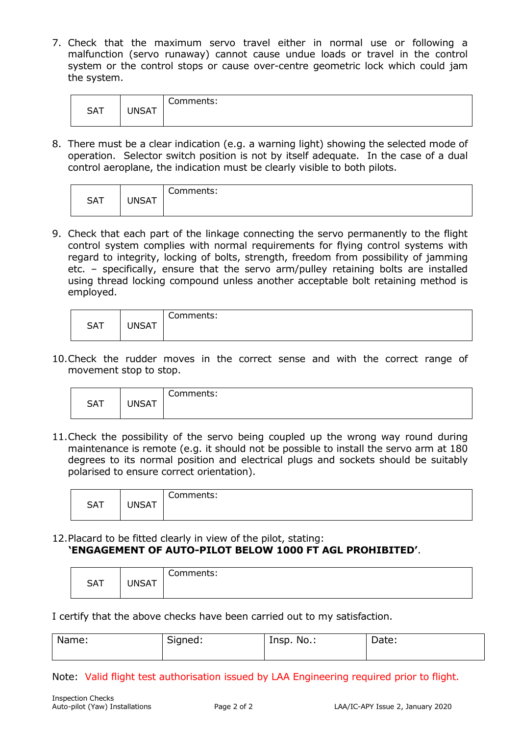7. Check that the maximum servo travel either in normal use or following a malfunction (servo runaway) cannot cause undue loads or travel in the control system or the control stops or cause over-centre geometric lock which could jam the system.

| | | |
|---|---|---|
| SAT | UNSAT | Comments: |

8. There must be a clear indication (e.g. a warning light) showing the selected mode of operation. Selector switch position is not by itself adequate. In the case of a dual control aeroplane, the indication must be clearly visible to both pilots.

| | | |
|---|---|---|
| SAT | UNSAT | Comments: |

9. Check that each part of the linkage connecting the servo permanently to the flight control system complies with normal requirements for flying control systems with regard to integrity, locking of bolts, strength, freedom from possibility of jamming etc. – specifically, ensure that the servo arm/pulley retaining bolts are installed using thread locking compound unless another acceptable bolt retaining method is employed.

| | | |
|---|---|---|
| SAT | UNSAT | Comments: |

10. Check the rudder moves in the correct sense and with the correct range of movement stop to stop.

| | | |
|---|---|---|
| SAT | UNSAT | Comments: |

11. Check the possibility of the servo being coupled up the wrong way round during maintenance is remote (e.g. it should not be possible to install the servo arm at 180 degrees to its normal position and electrical plugs and sockets should be suitably polarised to ensure correct orientation).

| | | |
|---|---|---|
| SAT | UNSAT | Comments: |

12. Placard to be fitted clearly in view of the pilot, stating:
**'ENGAGEMENT OF AUTO-PILOT BELOW 1000 FT AGL PROHIBITED'**.

| | | |
|---|---|---|
| SAT | UNSAT | Comments: |

I certify that the above checks have been carried out to my satisfaction.

| | | | |
|---|---|---|---|
| Name: | Signed: | Insp. No.: | Date: |

Note: Valid flight test authorisation issued by LAA Engineering required prior to flight.